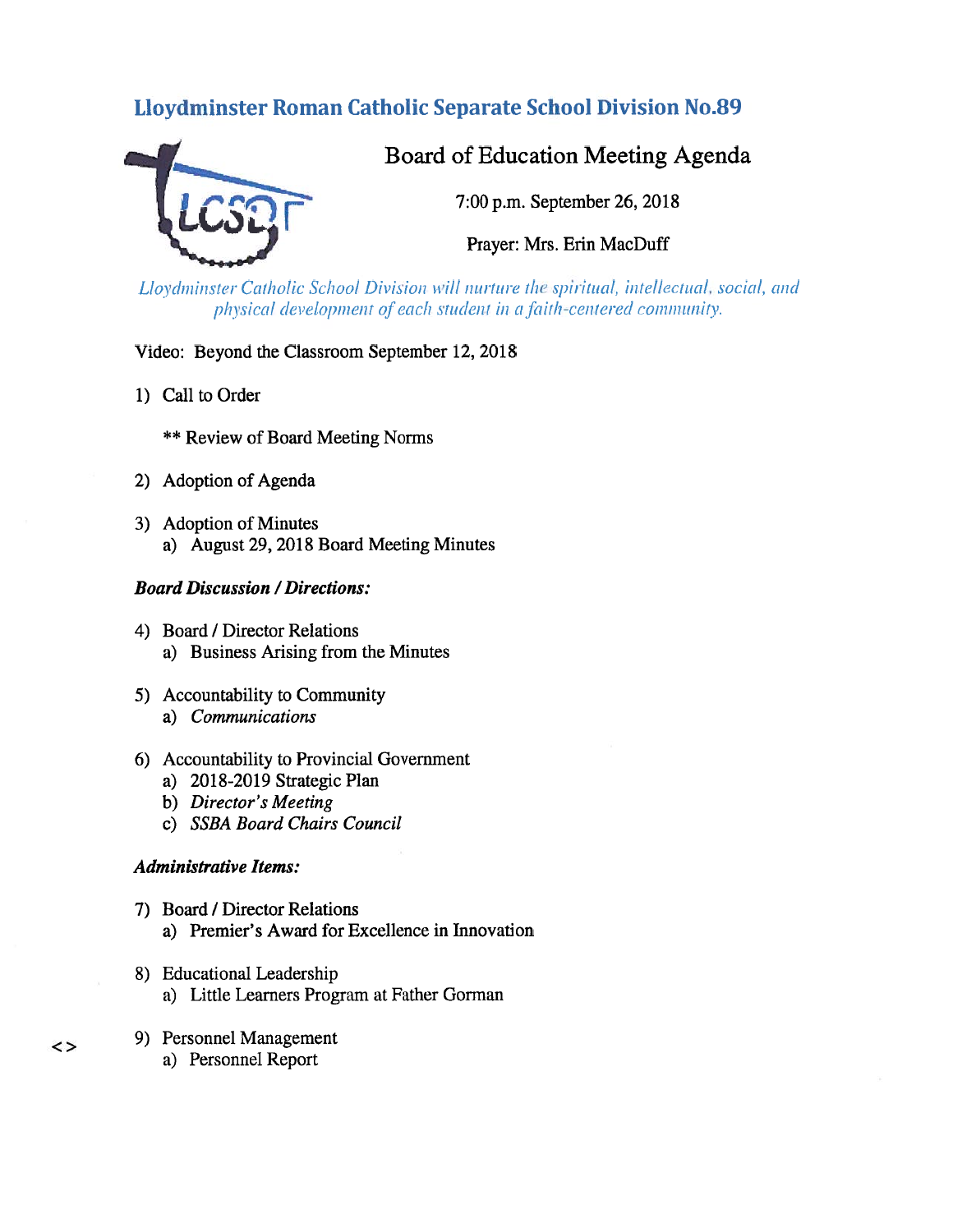# Lloydminster Roman Catholic Separate School Division No.89

## Board of Education Meeting Agenda

7:00 p.m. September 26, 2018

Prayer: Mrs. Erin MacDuff

*Lloydminster Catholic School Division will nurture the spiritual, intellectual, social, and physical development of each student in a faith-centered community.*

Video: Beyond the Classroom September 12, 2018

1) Call to Order

   ** Review of Board Meeting Norms

2) Adoption of Agenda

3) Adoption of Minutes
   a) August 29, 2018 Board Meeting Minutes

***Board Discussion / Directions:***

4) Board / Director Relations
   a) Business Arising from the Minutes

5) Accountability to Community
   a) *Communications*

6) Accountability to Provincial Government
   a) 2018-2019 Strategic Plan
   b) *Director's Meeting*
   c) *SSBA Board Chairs Council*

***Administrative Items:***

7) Board / Director Relations
   a) Premier's Award for Excellence in Innovation

8) Educational Leadership
   a) Little Learners Program at Father Gorman

<> 9) Personnel Management
   a) Personnel Report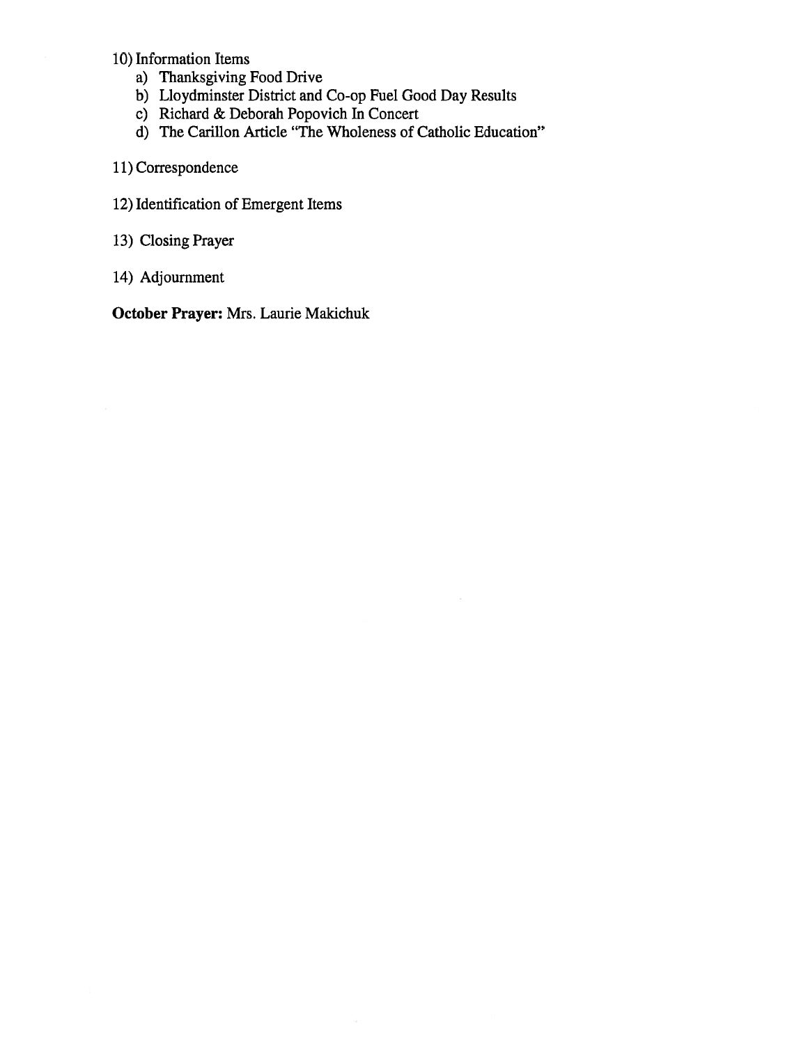10) Information Items
   a) Thanksgiving Food Drive
   b) Lloydminster District and Co-op Fuel Good Day Results
   c) Richard & Deborah Popovich In Concert
   d) The Carillon Article "The Wholeness of Catholic Education"

11) Correspondence

12) Identification of Emergent Items

13) Closing Prayer

14) Adjournment

**October Prayer:** Mrs. Laurie Makichuk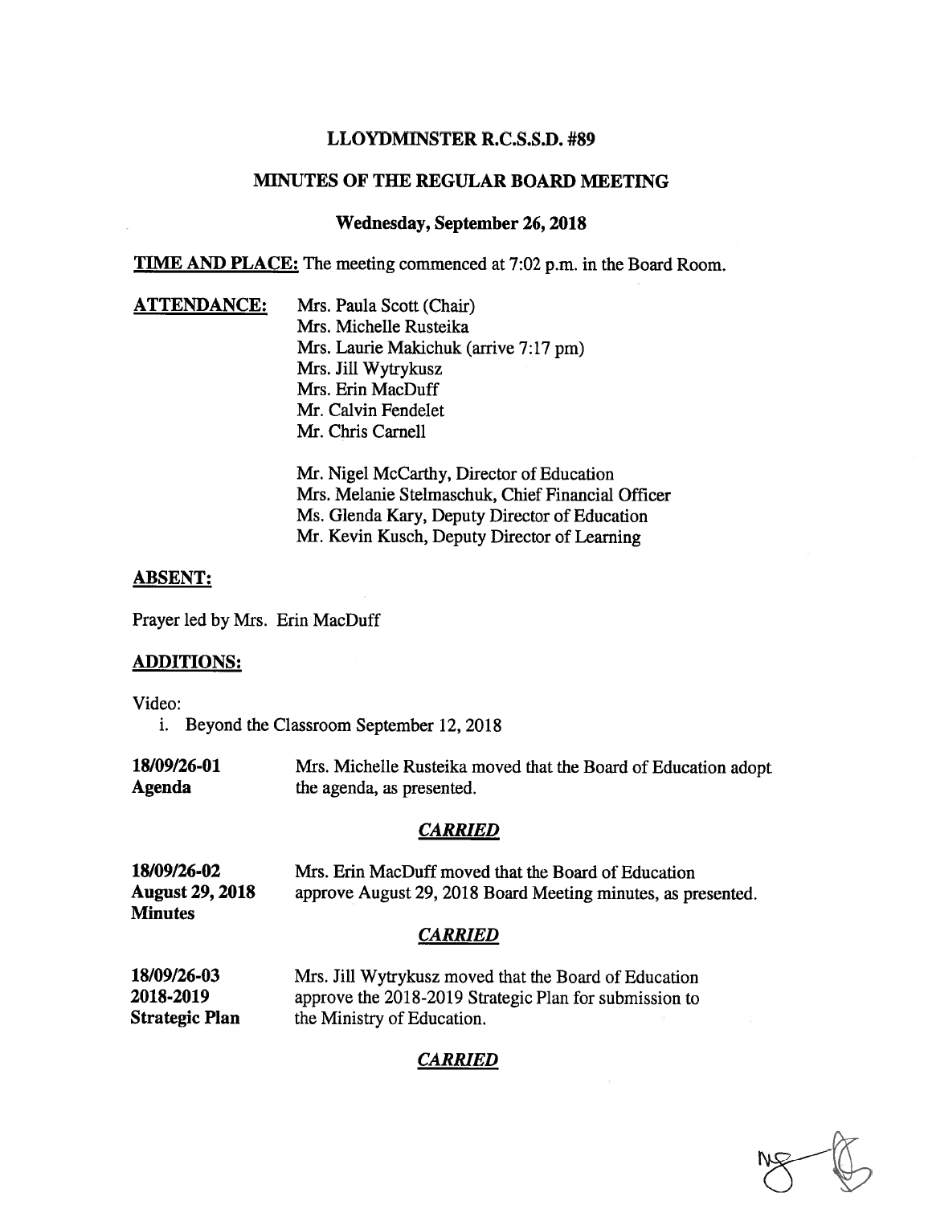# LLOYDMINSTER R.C.S.S.D. #89

## MINUTES OF THE REGULAR BOARD MEETING

### Wednesday, September 26, 2018

**TIME AND PLACE:** The meeting commenced at 7:02 p.m. in the Board Room.

**ATTENDANCE:**

Mrs. Paula Scott (Chair)
Mrs. Michelle Rusteika
Mrs. Laurie Makichuk (arrive 7:17 pm)
Mrs. Jill Wytrykusz
Mrs. Erin MacDuff
Mr. Calvin Fendelet
Mr. Chris Carnell

Mr. Nigel McCarthy, Director of Education
Mrs. Melanie Stelmaschuk, Chief Financial Officer
Ms. Glenda Kary, Deputy Director of Education
Mr. Kevin Kusch, Deputy Director of Learning

**ABSENT:**

Prayer led by Mrs. Erin MacDuff

**ADDITIONS:**

Video:

i. Beyond the Classroom September 12, 2018

**18/09/26-01**
**Agenda**

Mrs. Michelle Rusteika moved that the Board of Education adopt the agenda, as presented.

***CARRIED***

**18/09/26-02**
**August 29, 2018**
**Minutes**

Mrs. Erin MacDuff moved that the Board of Education approve August 29, 2018 Board Meeting minutes, as presented.

***CARRIED***

**18/09/26-03**
**2018-2019**
**Strategic Plan**

Mrs. Jill Wytrykusz moved that the Board of Education approve the 2018-2019 Strategic Plan for submission to the Ministry of Education.

***CARRIED***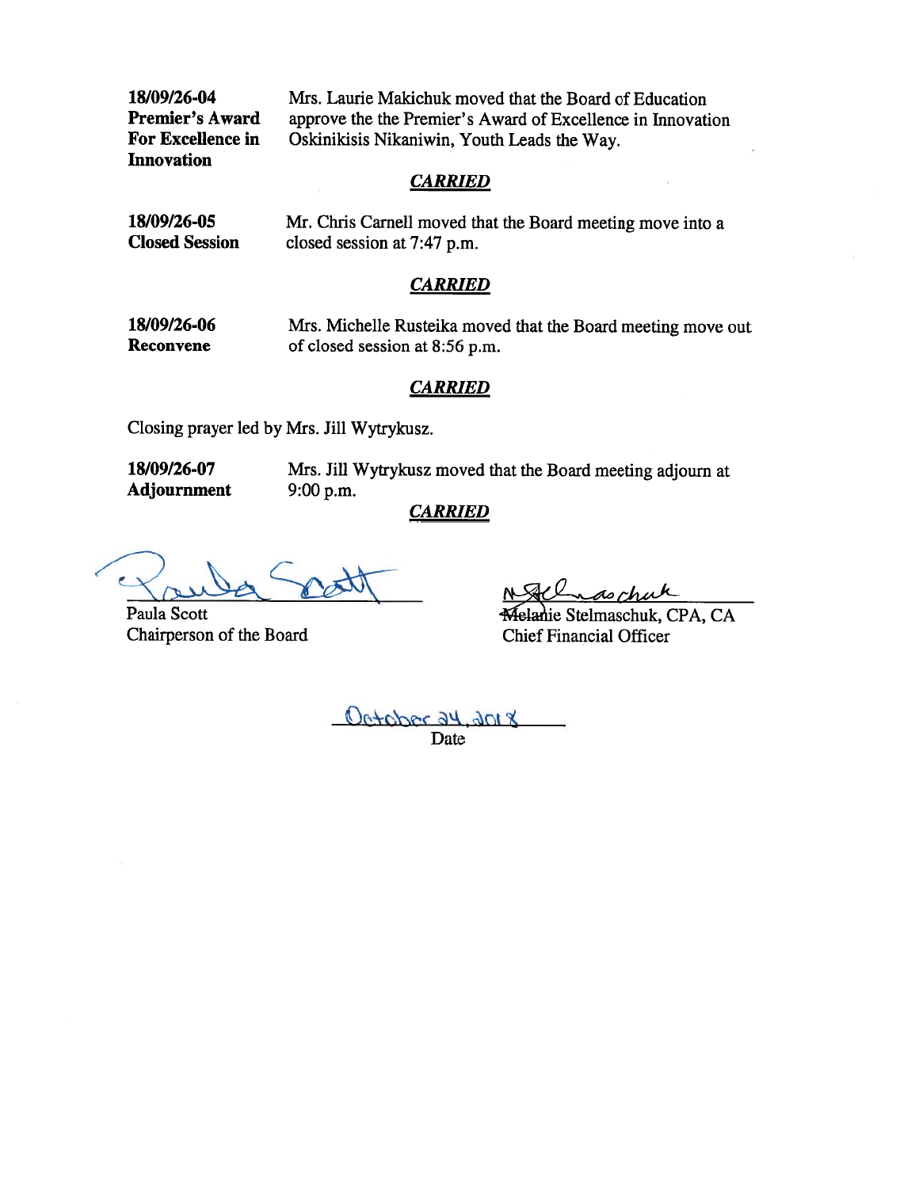**18/09/26-04 Premier's Award For Excellence in Innovation**

Mrs. Laurie Makichuk moved that the Board of Education approve the the Premier's Award of Excellence in Innovation Oskinikisis Nikaniwin, Youth Leads the Way.

***CARRIED***

**18/09/26-05 Closed Session**

Mr. Chris Carnell moved that the Board meeting move into a closed session at 7:47 p.m.

***CARRIED***

**18/09/26-06 Reconvene**

Mrs. Michelle Rusteika moved that the Board meeting move out of closed session at 8:56 p.m.

***CARRIED***

Closing prayer led by Mrs. Jill Wytrykusz.

**18/09/26-07 Adjournment**

Mrs. Jill Wytrykusz moved that the Board meeting adjourn at 9:00 p.m.

***CARRIED***

Paula Scott
Chairperson of the Board

Melanie Stelmaschuk, CPA, CA
Chief Financial Officer

October 24, 2018
Date